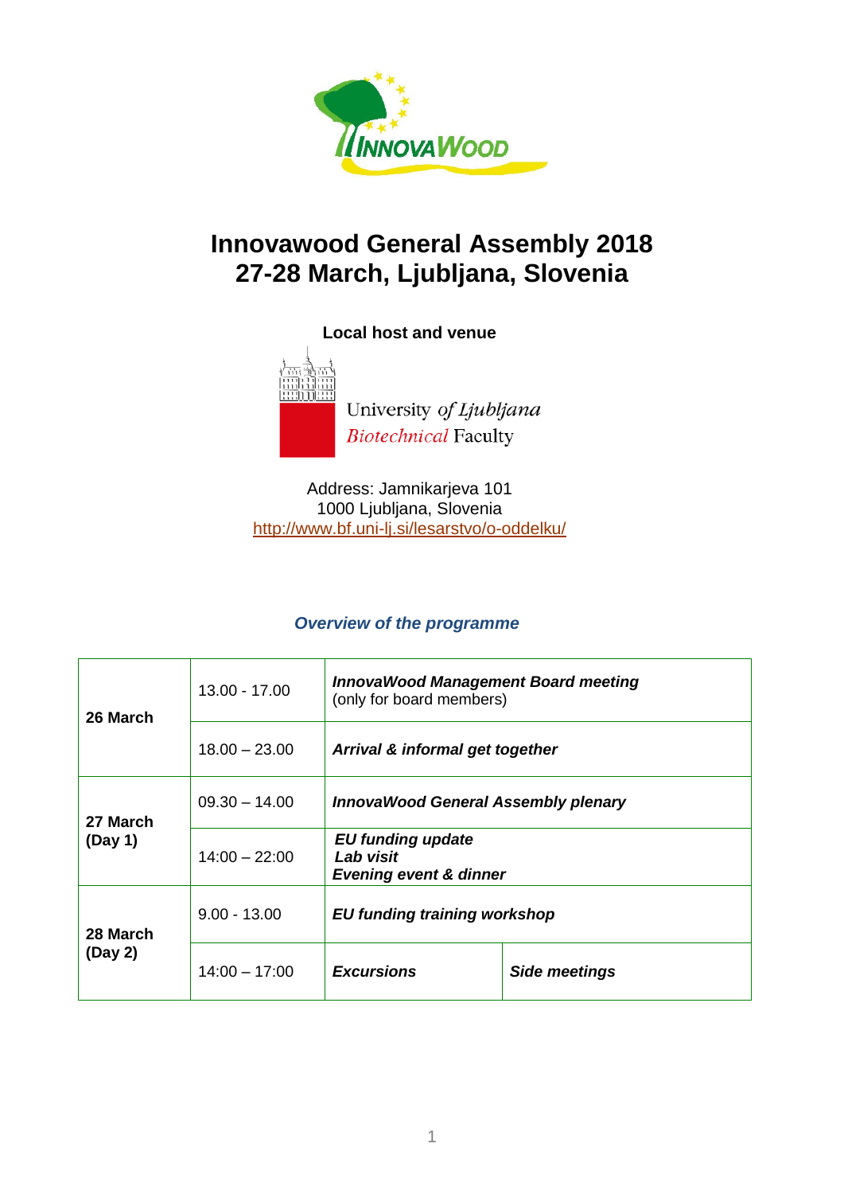# Innovawood General Assembly 2018
# 27-28 March, Ljubljana, Slovenia

**Local host and venue**

University *of Ljubljana*
*Biotechnical* Faculty

Address: Jamnikarjeva 101
1000 Ljubljana, Slovenia
http://www.bf.uni-lj.si/lesarstvo/o-oddelku/

### *Overview of the programme*

| | | | |
|---|---|---|---|
| **26 March** | 13.00 - 17.00 | ***InnovaWood Management Board meeting*** (only for board members) | |
| | 18.00 – 23.00 | ***Arrival & informal get together*** | |
| **27 March (Day 1)** | 09.30 – 14.00 | ***InnovaWood General Assembly plenary*** | |
| | 14:00 – 22:00 | ***EU funding update*** ***Lab visit*** ***Evening event & dinner*** | |
| **28 March (Day 2)** | 9.00 - 13.00 | ***EU funding training workshop*** | |
| | 14:00 – 17:00 | ***Excursions*** | ***Side meetings*** |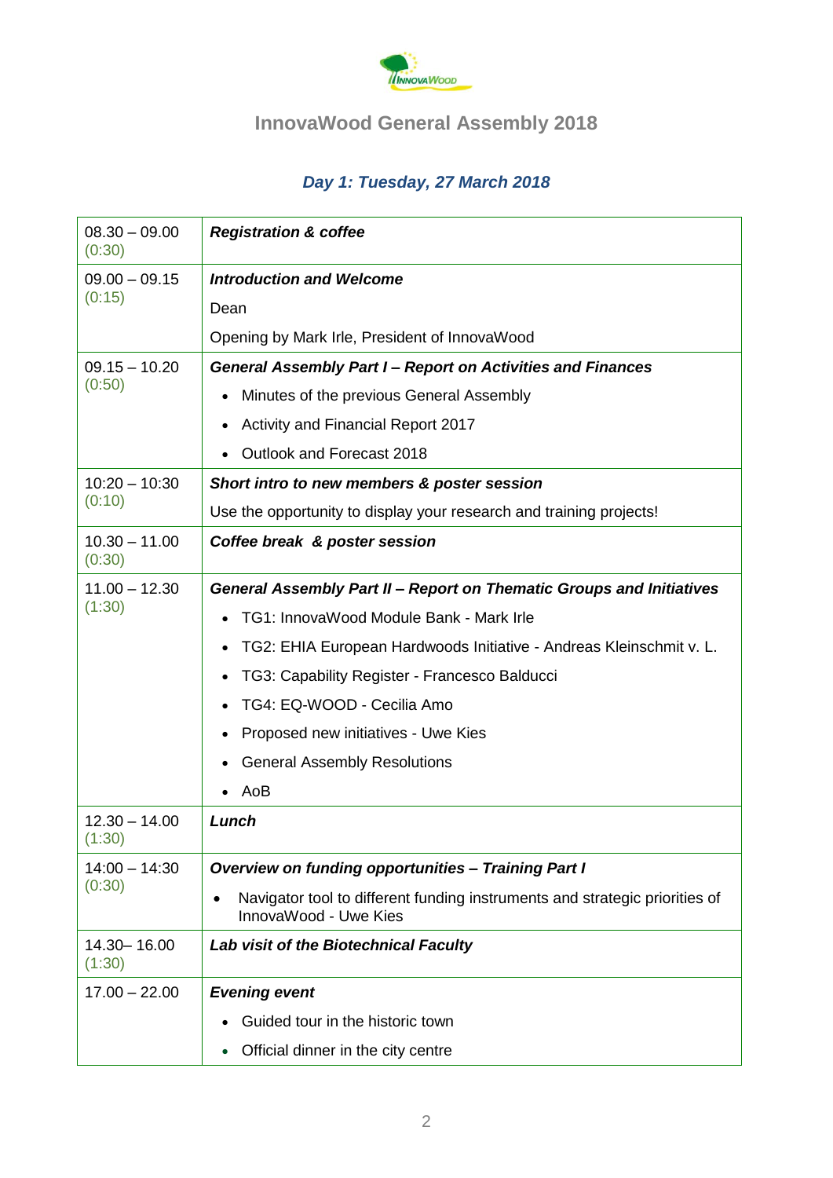## InnovaWood General Assembly 2018

### *Day 1: Tuesday, 27 March 2018*

| Time | Programme |
|---|---|
| 08.30 – 09.00 (0:30) | ***Registration & coffee*** |
| 09.00 – 09.15 (0:15) | ***Introduction and Welcome*** <br> Dean <br> Opening by Mark Irle, President of InnovaWood |
| 09.15 – 10.20 (0:50) | ***General Assembly Part I – Report on Activities and Finances*** <br> • Minutes of the previous General Assembly <br> • Activity and Financial Report 2017 <br> • Outlook and Forecast 2018 |
| 10:20 – 10:30 (0:10) | ***Short intro to new members & poster session*** <br> Use the opportunity to display your research and training projects! |
| 10.30 – 11.00 (0:30) | ***Coffee break & poster session*** |
| 11.00 – 12.30 (1:30) | ***General Assembly Part II – Report on Thematic Groups and Initiatives*** <br> • TG1: InnovaWood Module Bank - Mark Irle <br> • TG2: EHIA European Hardwoods Initiative - Andreas Kleinschmit v. L. <br> • TG3: Capability Register - Francesco Balducci <br> • TG4: EQ-WOOD - Cecilia Amo <br> • Proposed new initiatives - Uwe Kies <br> • General Assembly Resolutions <br> • AoB |
| 12.30 – 14.00 (1:30) | ***Lunch*** |
| 14:00 – 14:30 (0:30) | ***Overview on funding opportunities – Training Part I*** <br> • Navigator tool to different funding instruments and strategic priorities of InnovaWood - Uwe Kies |
| 14.30– 16.00 (1:30) | ***Lab visit of the Biotechnical Faculty*** |
| 17.00 – 22.00 | ***Evening event*** <br> • Guided tour in the historic town <br> • Official dinner in the city centre |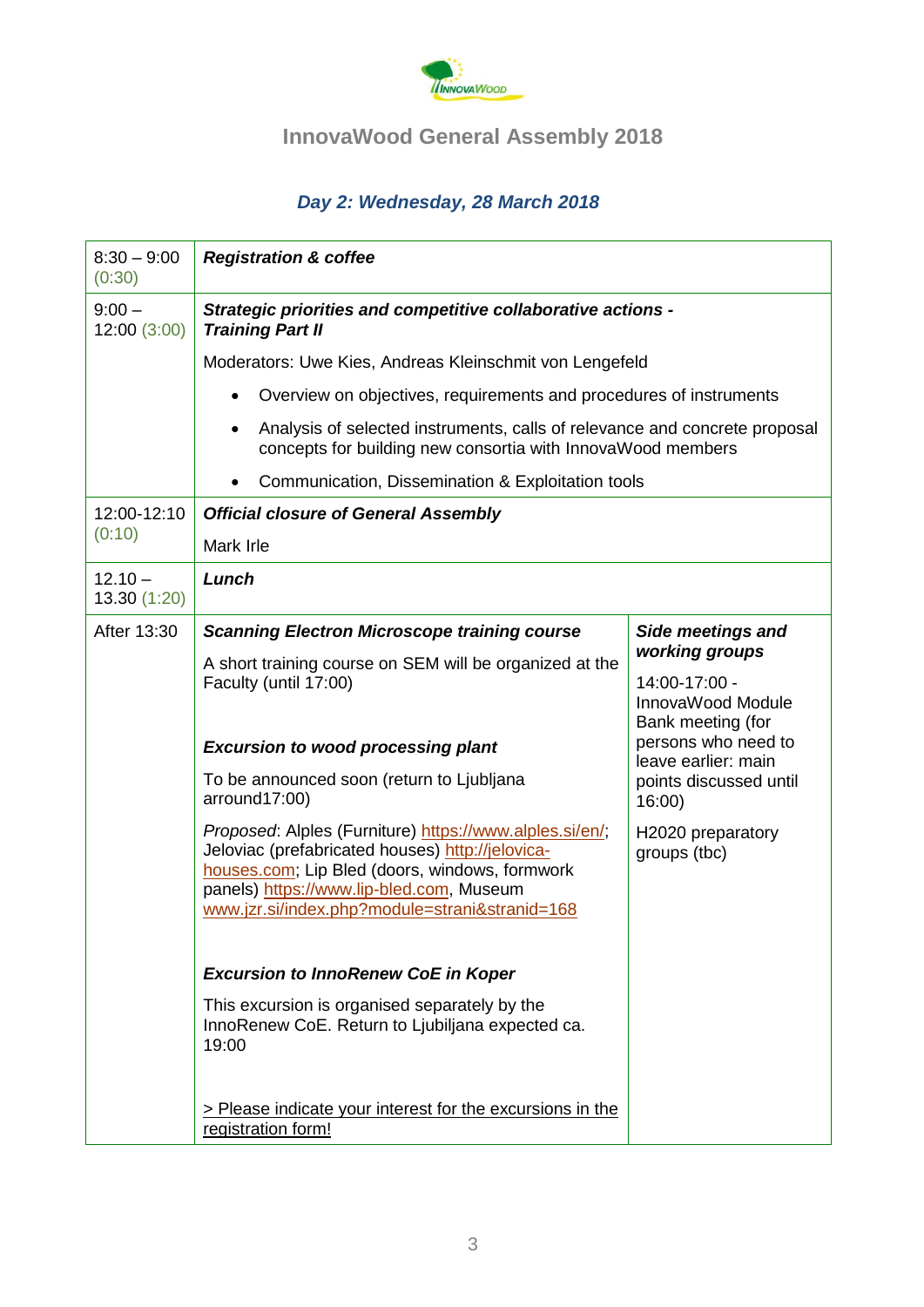## InnovaWood General Assembly 2018

### *Day 2: Wednesday, 28 March 2018*

| | | |
|---|---|---|
| 8:30 – 9:00 (0:30) | ***Registration & coffee*** | |
| 9:00 – 12:00 (3:00) | ***Strategic priorities and competitive collaborative actions - Training Part II***<br><br>Moderators: Uwe Kies, Andreas Kleinschmit von Lengefeld<br><br>• Overview on objectives, requirements and procedures of instruments<br>• Analysis of selected instruments, calls of relevance and concrete proposal concepts for building new consortia with InnovaWood members<br>• Communication, Dissemination & Exploitation tools | |
| 12:00-12:10 (0:10) | ***Official closure of General Assembly***<br><br>Mark Irle | |
| 12.10 – 13.30 (1:20) | ***Lunch*** | |
| After 13:30 | ***Scanning Electron Microscope training course***<br><br>A short training course on SEM will be organized at the Faculty (until 17:00)<br><br>***Excursion to wood processing plant***<br><br>To be announced soon (return to Ljubljana arround17:00)<br><br>*Proposed*: Alples (Furniture) https://www.alples.si/en/; Jeloviac (prefabricated houses) http://jelovica-houses.com; Lip Bled (doors, windows, formwork panels) https://www.lip-bled.com, Museum www.jzr.si/index.php?module=strani&stranid=168<br><br>***Excursion to InnoRenew CoE in Koper***<br><br>This excursion is organised separately by the InnoRenew CoE. Return to Ljubljana expected ca. 19:00<br><br>> Please indicate your interest for the excursions in the registration form! | ***Side meetings and working groups***<br><br>14:00-17:00 - InnovaWood Module Bank meeting (for persons who need to leave earlier: main points discussed until 16:00)<br><br>H2020 preparatory groups (tbc) |